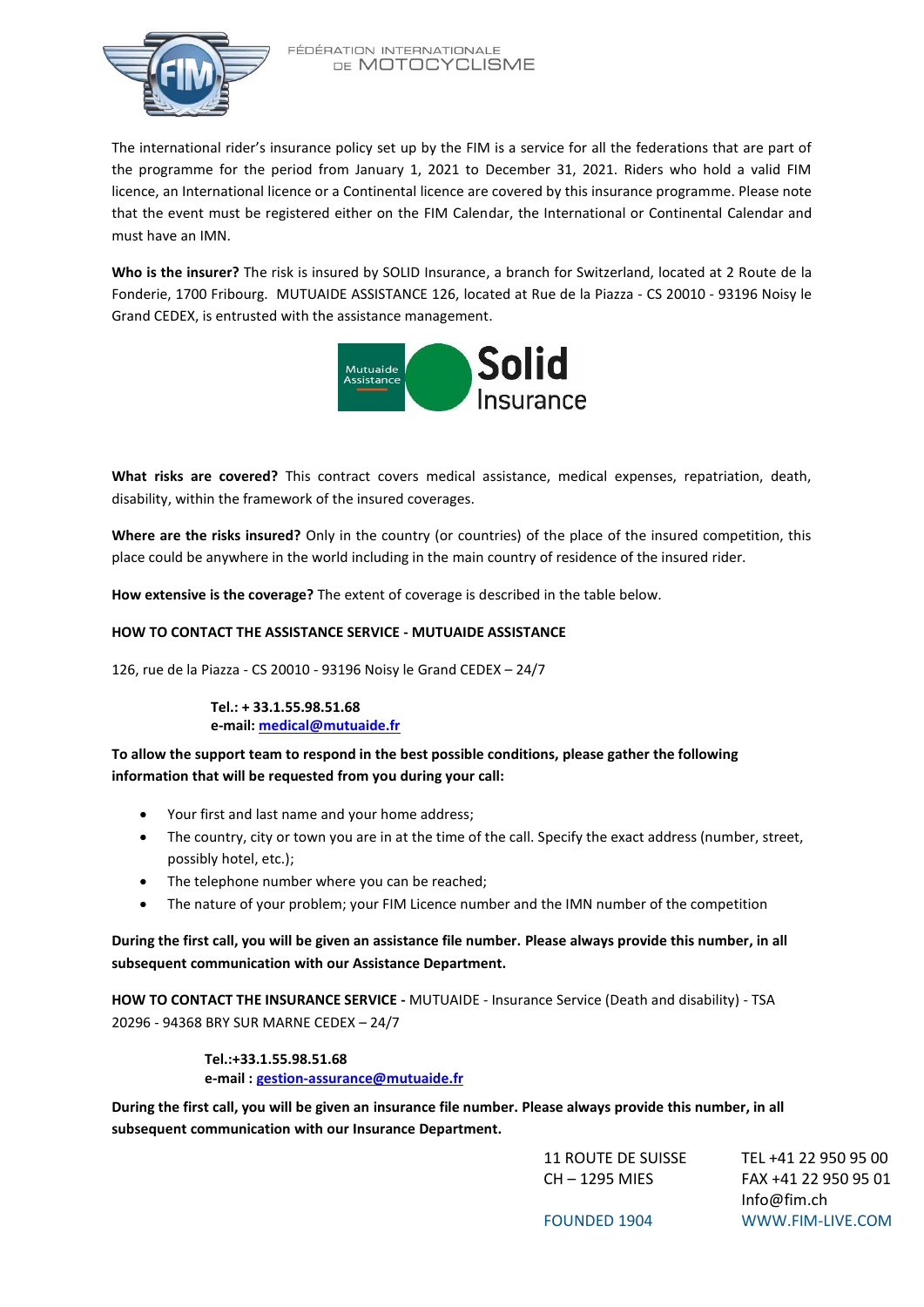FÉDÉRATION INTERNATIONALE DE MOTOCYCLISME

The international rider's insurance policy set up by the FIM is a service for all the federations that are part of the programme for the period from January 1, 2021 to December 31, 2021. Riders who hold a valid FIM licence, an International licence or a Continental licence are covered by this insurance programme. Please note that the event must be registered either on the FIM Calendar, the International or Continental Calendar and must have an IMN.

**Who is the insurer?** The risk is insured by SOLID Insurance, a branch for Switzerland, located at 2 Route de la Fonderie, 1700 Fribourg. MUTUAIDE ASSISTANCE 126, located at Rue de la Piazza - CS 20010 - 93196 Noisy le Grand CEDEX, is entrusted with the assistance management.

Mutuaide Assistance — Solid Insurance

**What risks are covered?** This contract covers medical assistance, medical expenses, repatriation, death, disability, within the framework of the insured coverages.

**Where are the risks insured?** Only in the country (or countries) of the place of the insured competition, this place could be anywhere in the world including in the main country of residence of the insured rider.

**How extensive is the coverage?** The extent of coverage is described in the table below.

**HOW TO CONTACT THE ASSISTANCE SERVICE - MUTUAIDE ASSISTANCE**

126, rue de la Piazza - CS 20010 - 93196 Noisy le Grand CEDEX – 24/7

**Tel.: + 33.1.55.98.51.68**
**e-mail: medical@mutuaide.fr**

**To allow the support team to respond in the best possible conditions, please gather the following information that will be requested from you during your call:**

- Your first and last name and your home address;
- The country, city or town you are in at the time of the call. Specify the exact address (number, street, possibly hotel, etc.);
- The telephone number where you can be reached;
- The nature of your problem; your FIM Licence number and the IMN number of the competition

**During the first call, you will be given an assistance file number. Please always provide this number, in all subsequent communication with our Assistance Department.**

**HOW TO CONTACT THE INSURANCE SERVICE -** MUTUAIDE - Insurance Service (Death and disability) - TSA 20296 - 94368 BRY SUR MARNE CEDEX – 24/7

**Tel.:+33.1.55.98.51.68**
**e-mail : gestion-assurance@mutuaide.fr**

**During the first call, you will be given an insurance file number. Please always provide this number, in all subsequent communication with our Insurance Department.**

11 ROUTE DE SUISSE
CH – 1295 MIES

TEL +41 22 950 95 00
FAX +41 22 950 95 01
Info@fim.ch

FOUNDED 1904
WWW.FIM-LIVE.COM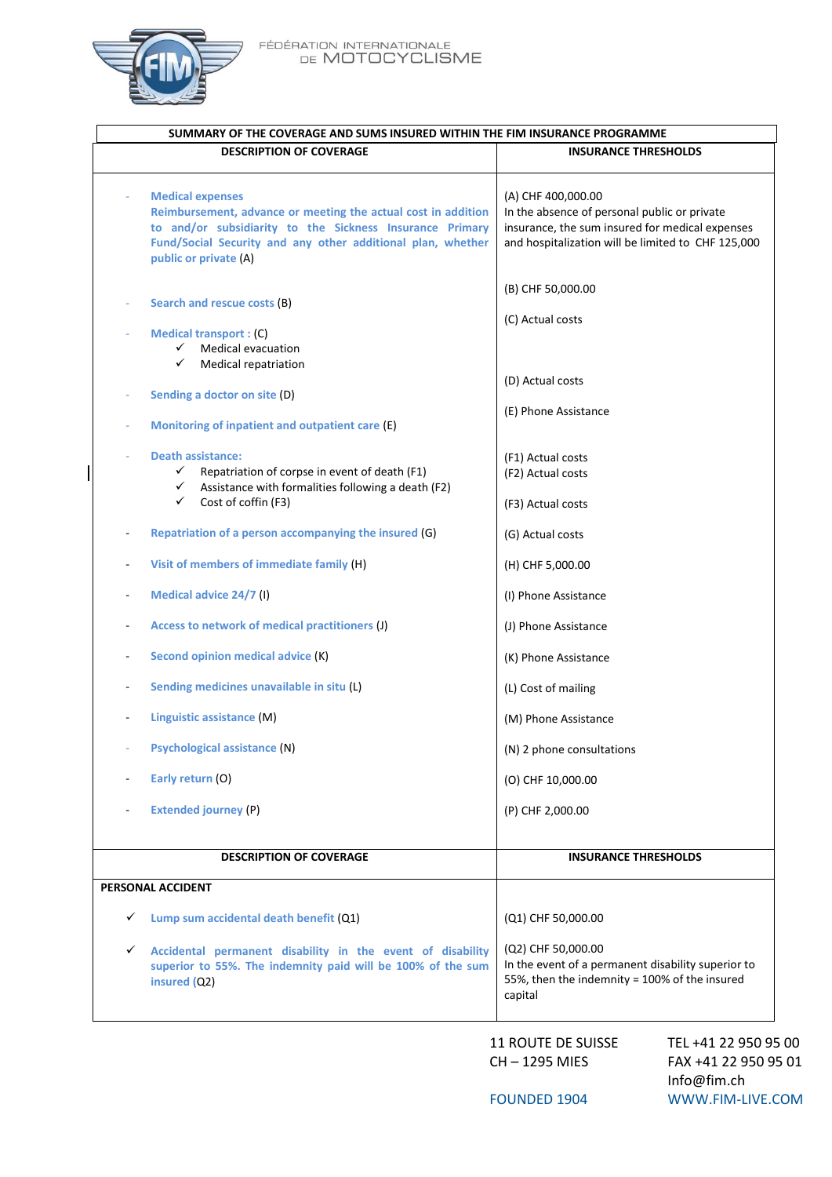FÉDÉRATION INTERNATIONALE DE MOTOCYCLISME

| SUMMARY OF THE COVERAGE AND SUMS INSURED WITHIN THE FIM INSURANCE PROGRAMME | |
|---|---|
| **DESCRIPTION OF COVERAGE** | **INSURANCE THRESHOLDS** |
| - **Medical expenses** **Reimbursement, advance or meeting the actual cost in addition to and/or subsidiarity to the Sickness Insurance Primary Fund/Social Security and any other additional plan, whether public or private** (A) | (A) CHF 400,000.00 In the absence of personal public or private insurance, the sum insured for medical expenses and hospitalization will be limited to CHF 125,000 |
| - **Search and rescue costs** (B) | (B) CHF 50,000.00 |
| - **Medical transport :** (C) ✓ Medical evacuation ✓ Medical repatriation | (C) Actual costs |
| - **Sending a doctor on site** (D) | (D) Actual costs |
| - **Monitoring of inpatient and outpatient care** (E) | (E) Phone Assistance |
| - **Death assistance:** ✓ Repatriation of corpse in event of death (F1) ✓ Assistance with formalities following a death (F2) ✓ Cost of coffin (F3) | (F1) Actual costs (F2) Actual costs (F3) Actual costs |
| - **Repatriation of a person accompanying the insured** (G) | (G) Actual costs |
| - **Visit of members of immediate family** (H) | (H) CHF 5,000.00 |
| - **Medical advice 24/7** (I) | (I) Phone Assistance |
| - **Access to network of medical practitioners** (J) | (J) Phone Assistance |
| - **Second opinion medical advice** (K) | (K) Phone Assistance |
| - **Sending medicines unavailable in situ** (L) | (L) Cost of mailing |
| - **Linguistic assistance** (M) | (M) Phone Assistance |
| - **Psychological assistance** (N) | (N) 2 phone consultations |
| - **Early return** (O) | (O) CHF 10,000.00 |
| - **Extended journey** (P) | (P) CHF 2,000.00 |
| **DESCRIPTION OF COVERAGE** | **INSURANCE THRESHOLDS** |
| **PERSONAL ACCIDENT** | |
| ✓ **Lump sum accidental death benefit** (Q1) | (Q1) CHF 50,000.00 |
| ✓ **Accidental permanent disability in the event of disability superior to 55%. The indemnity paid will be 100% of the sum insured** (Q2) | (Q2) CHF 50,000.00 In the event of a permanent disability superior to 55%, then the indemnity = 100% of the insured capital |

11 ROUTE DE SUISSE
CH – 1295 MIES

FOUNDED 1904

TEL +41 22 950 95 00
FAX +41 22 950 95 01
Info@fim.ch
WWW.FIM-LIVE.COM